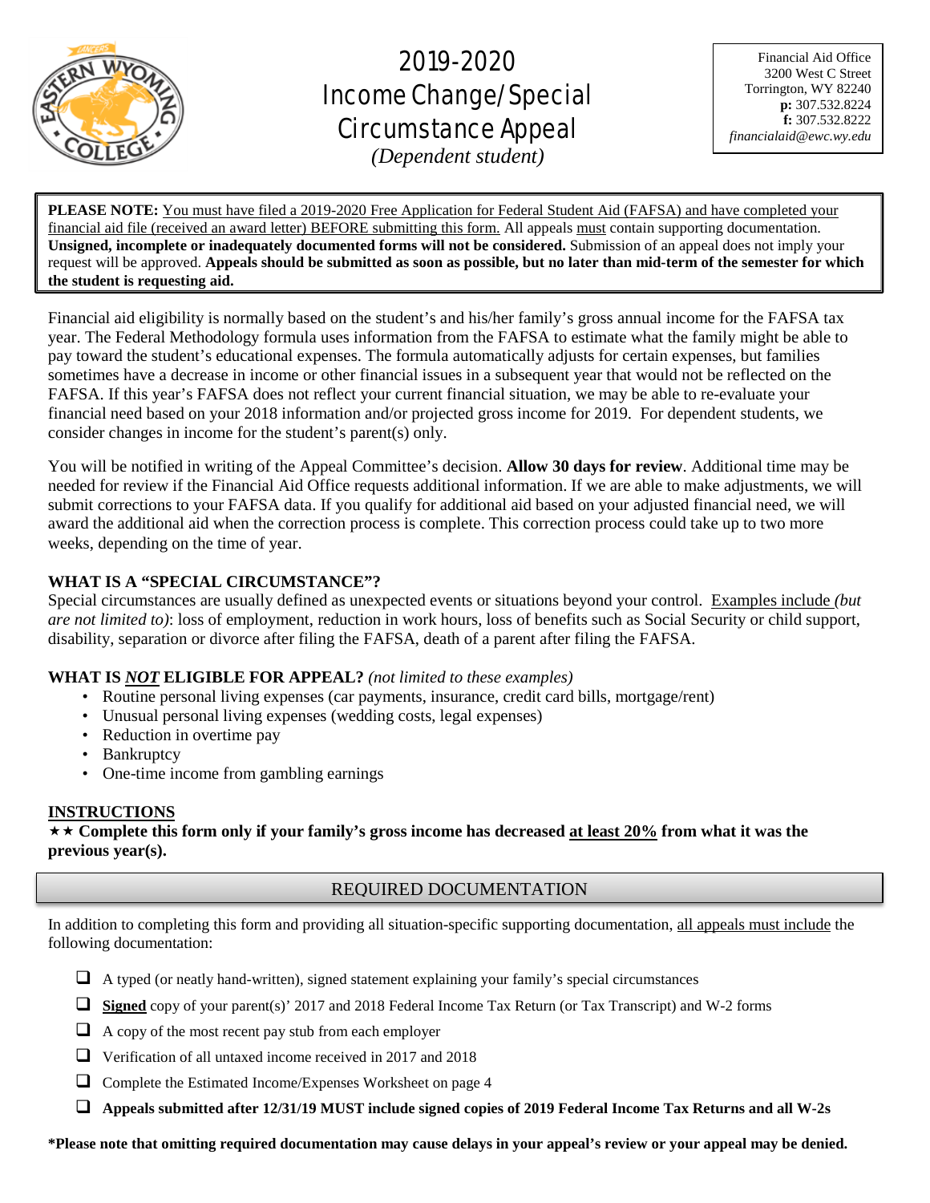# 2019-2020 Income Change/Special Circumstance Appeal

*(Dependent student)*

Financial Aid Office
3200 West C Street
Torrington, WY 82240
**p:** 307.532.8224
**f:** 307.532.8222
*financialaid@ewc.wy.edu*

**PLEASE NOTE:** You must have filed a 2019-2020 Free Application for Federal Student Aid (FAFSA) and have completed your financial aid file (received an award letter) BEFORE submitting this form. All appeals must contain supporting documentation. **Unsigned, incomplete or inadequately documented forms will not be considered.** Submission of an appeal does not imply your request will be approved. **Appeals should be submitted as soon as possible, but no later than mid-term of the semester for which the student is requesting aid.**

Financial aid eligibility is normally based on the student's and his/her family's gross annual income for the FAFSA tax year. The Federal Methodology formula uses information from the FAFSA to estimate what the family might be able to pay toward the student's educational expenses. The formula automatically adjusts for certain expenses, but families sometimes have a decrease in income or other financial issues in a subsequent year that would not be reflected on the FAFSA. If this year's FAFSA does not reflect your current financial situation, we may be able to re-evaluate your financial need based on your 2018 information and/or projected gross income for 2019. For dependent students, we consider changes in income for the student's parent(s) only.

You will be notified in writing of the Appeal Committee's decision. **Allow 30 days for review**. Additional time may be needed for review if the Financial Aid Office requests additional information. If we are able to make adjustments, we will submit corrections to your FAFSA data. If you qualify for additional aid based on your adjusted financial need, we will award the additional aid when the correction process is complete. This correction process could take up to two more weeks, depending on the time of year.

**WHAT IS A "SPECIAL CIRCUMSTANCE"?**

Special circumstances are usually defined as unexpected events or situations beyond your control. Examples include *(but are not limited to)*: loss of employment, reduction in work hours, loss of benefits such as Social Security or child support, disability, separation or divorce after filing the FAFSA, death of a parent after filing the FAFSA.

**WHAT IS *NOT* ELIGIBLE FOR APPEAL?** *(not limited to these examples)*

- Routine personal living expenses (car payments, insurance, credit card bills, mortgage/rent)
- Unusual personal living expenses (wedding costs, legal expenses)
- Reduction in overtime pay
- Bankruptcy
- One-time income from gambling earnings

**INSTRUCTIONS**

★★ **Complete this form only if your family's gross income has decreased at least 20% from what it was the previous year(s).**

## REQUIRED DOCUMENTATION

In addition to completing this form and providing all situation-specific supporting documentation, all appeals must include the following documentation:

- ☐ A typed (or neatly hand-written), signed statement explaining your family's special circumstances
- ☐ **Signed** copy of your parent(s)' 2017 and 2018 Federal Income Tax Return (or Tax Transcript) and W-2 forms
- ☐ A copy of the most recent pay stub from each employer
- ☐ Verification of all untaxed income received in 2017 and 2018
- ☐ Complete the Estimated Income/Expenses Worksheet on page 4
- ☐ **Appeals submitted after 12/31/19 MUST include signed copies of 2019 Federal Income Tax Returns and all W-2s**

**\*Please note that omitting required documentation may cause delays in your appeal's review or your appeal may be denied.**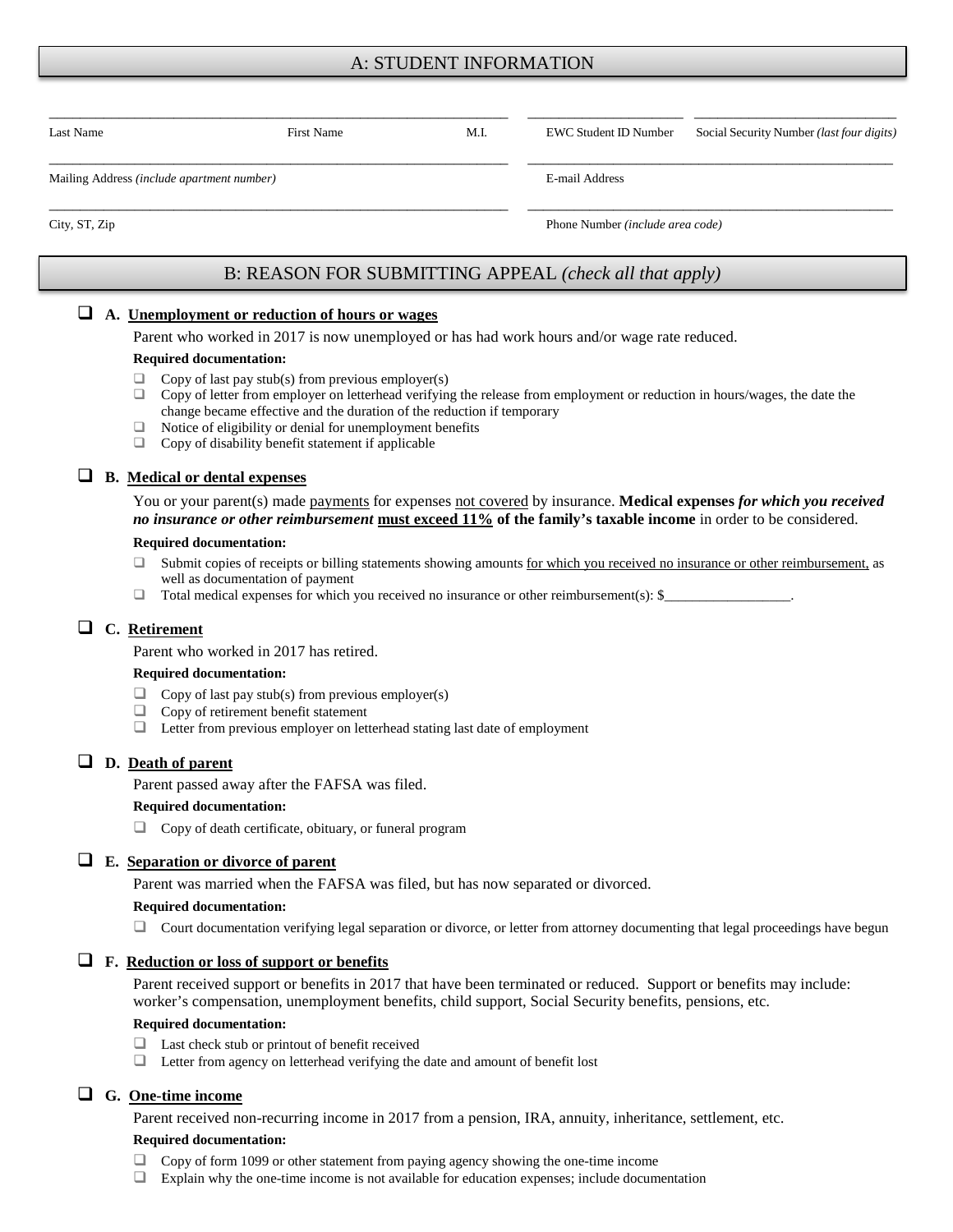## A: STUDENT INFORMATION

| Last Name | First Name | M.I. | EWC Student ID Number | Social Security Number *(last four digits)* |
|---|---|---|---|---|

| Mailing Address *(include apartment number)* | E-mail Address |
|---|---|

| City, ST, Zip | Phone Number *(include area code)* |
|---|---|

## B: REASON FOR SUBMITTING APPEAL *(check all that apply)*

❑ **A. Unemployment or reduction of hours or wages**

Parent who worked in 2017 is now unemployed or has had work hours and/or wage rate reduced.

**Required documentation:**

- ❑ Copy of last pay stub(s) from previous employer(s)
- ❑ Copy of letter from employer on letterhead verifying the release from employment or reduction in hours/wages, the date the change became effective and the duration of the reduction if temporary
- ❑ Notice of eligibility or denial for unemployment benefits
- ❑ Copy of disability benefit statement if applicable

❑ **B. Medical or dental expenses**

You or your parent(s) made payments for expenses not covered by insurance. **Medical expenses *for which you received no insurance or other reimbursement* must exceed 11% of the family's taxable income** in order to be considered.

**Required documentation:**

- ❑ Submit copies of receipts or billing statements showing amounts for which you received no insurance or other reimbursement, as well as documentation of payment
- ❑ Total medical expenses for which you received no insurance or other reimbursement(s): $__________________.

❑ **C. Retirement**

Parent who worked in 2017 has retired.

**Required documentation:**

- ❑ Copy of last pay stub(s) from previous employer(s)
- ❑ Copy of retirement benefit statement
- ❑ Letter from previous employer on letterhead stating last date of employment

❑ **D. Death of parent**

Parent passed away after the FAFSA was filed.

**Required documentation:**

- ❑ Copy of death certificate, obituary, or funeral program

❑ **E. Separation or divorce of parent**

Parent was married when the FAFSA was filed, but has now separated or divorced.

**Required documentation:**

- ❑ Court documentation verifying legal separation or divorce, or letter from attorney documenting that legal proceedings have begun

❑ **F. Reduction or loss of support or benefits**

Parent received support or benefits in 2017 that have been terminated or reduced. Support or benefits may include: worker's compensation, unemployment benefits, child support, Social Security benefits, pensions, etc.

**Required documentation:**

- ❑ Last check stub or printout of benefit received
- ❑ Letter from agency on letterhead verifying the date and amount of benefit lost

❑ **G. One-time income**

Parent received non-recurring income in 2017 from a pension, IRA, annuity, inheritance, settlement, etc.

**Required documentation:**

- ❑ Copy of form 1099 or other statement from paying agency showing the one-time income
- ❑ Explain why the one-time income is not available for education expenses; include documentation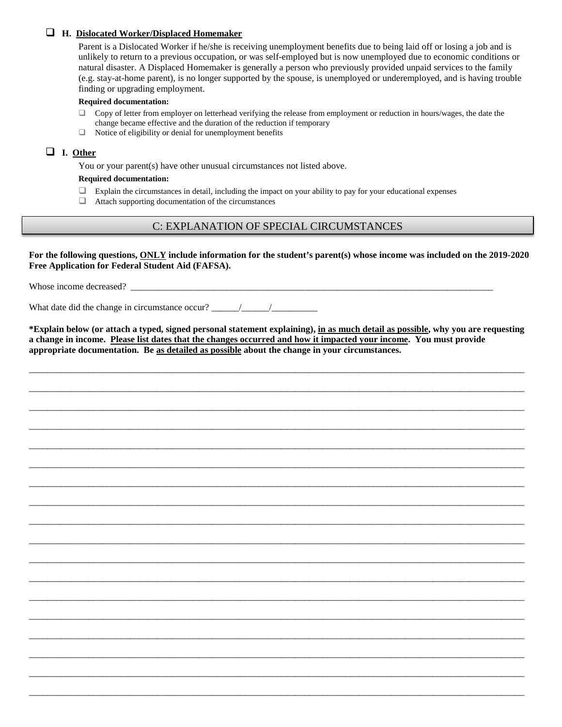- ☐ **H. <u>Dislocated Worker/Displaced Homemaker</u>**

  Parent is a Dislocated Worker if he/she is receiving unemployment benefits due to being laid off or losing a job and is unlikely to return to a previous occupation, or was self-employed but is now unemployed due to economic conditions or natural disaster. A Displaced Homemaker is generally a person who previously provided unpaid services to the family (e.g. stay-at-home parent), is no longer supported by the spouse, is unemployed or underemployed, and is having trouble finding or upgrading employment.

  **Required documentation:**

  - ☐ Copy of letter from employer on letterhead verifying the release from employment or reduction in hours/wages, the date the change became effective and the duration of the reduction if temporary
  - ☐ Notice of eligibility or denial for unemployment benefits

- ☐ **I. <u>Other</u>**

  You or your parent(s) have other unusual circumstances not listed above.

  **Required documentation:**

  - ☐ Explain the circumstances in detail, including the impact on your ability to pay for your educational expenses
  - ☐ Attach supporting documentation of the circumstances

## C: EXPLANATION OF SPECIAL CIRCUMSTANCES

**For the following questions, <u>ONLY</u> include information for the student's parent(s) whose income was included on the 2019-2020 Free Application for Federal Student Aid (FAFSA).**

Whose income decreased? ______________________________________________________________________________

What date did the change in circumstance occur? ______/______/__________

**\*Explain below (or attach a typed, signed personal statement explaining), <u>in as much detail as possible</u>, why you are requesting a change in income. <u>Please list dates that the changes occurred and how it impacted your income</u>. You must provide appropriate documentation. Be <u>as detailed as possible</u> about the change in your circumstances.**

______________________________________________________________________________________________________

______________________________________________________________________________________________________

______________________________________________________________________________________________________

______________________________________________________________________________________________________

______________________________________________________________________________________________________

______________________________________________________________________________________________________

______________________________________________________________________________________________________

______________________________________________________________________________________________________

______________________________________________________________________________________________________

______________________________________________________________________________________________________

______________________________________________________________________________________________________

______________________________________________________________________________________________________

______________________________________________________________________________________________________

______________________________________________________________________________________________________

______________________________________________________________________________________________________

______________________________________________________________________________________________________

______________________________________________________________________________________________________

______________________________________________________________________________________________________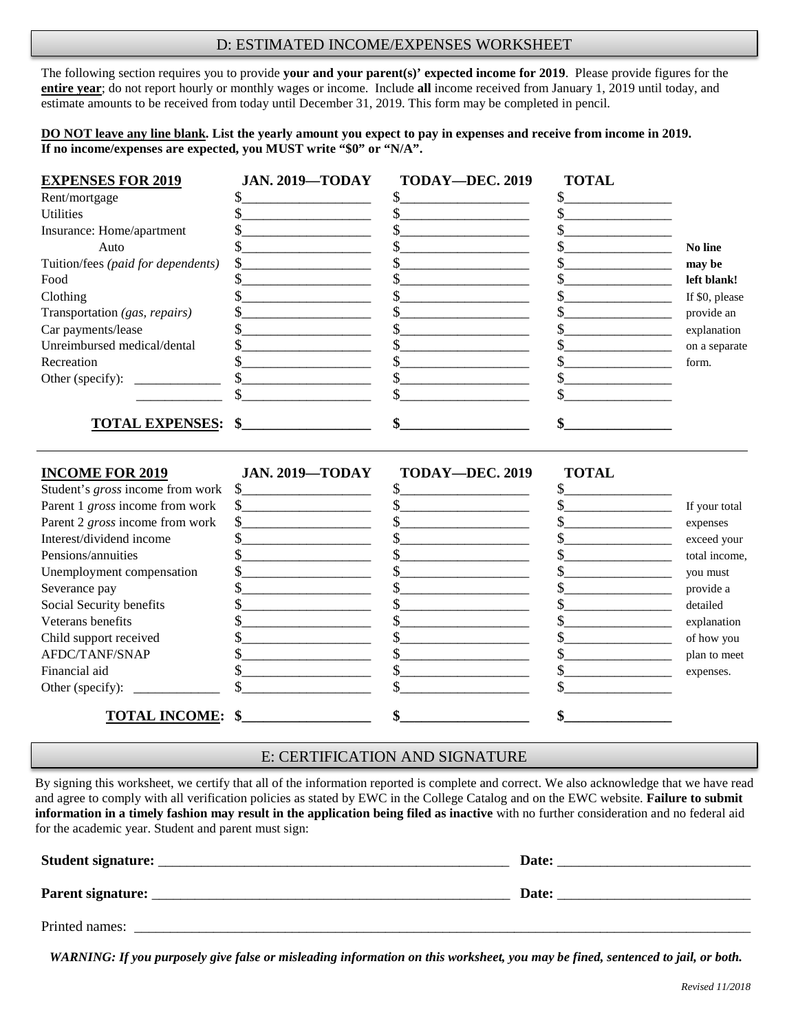## D: ESTIMATED INCOME/EXPENSES WORKSHEET

The following section requires you to provide **your and your parent(s)' expected income for 2019**. Please provide figures for the **entire year**; do not report hourly or monthly wages or income. Include **all** income received from January 1, 2019 until today, and estimate amounts to be received from today until December 31, 2019. This form may be completed in pencil.

**DO NOT leave any line blank. List the yearly amount you expect to pay in expenses and receive from income in 2019. If no income/expenses are expected, you MUST write "$0" or "N/A".**

| **EXPENSES FOR 2019** | **JAN. 2019—TODAY** | **TODAY—DEC. 2019** | **TOTAL** |
|---|---|---|---|
| Rent/mortgage | $__________ | $__________ | $__________ |
| Utilities | $__________ | $__________ | $__________ |
| Insurance: Home/apartment | $__________ | $__________ | $__________ |
| Auto | $__________ | $__________ | $__________ |
| Tuition/fees *(paid for dependents)* | $__________ | $__________ | $__________ |
| Food | $__________ | $__________ | $__________ |
| Clothing | $__________ | $__________ | $__________ |
| Transportation *(gas, repairs)* | $__________ | $__________ | $__________ |
| Car payments/lease | $__________ | $__________ | $__________ |
| Unreimbursed medical/dental | $__________ | $__________ | $__________ |
| Recreation | $__________ | $__________ | $__________ |
| Other (specify): __________ | $__________ | $__________ | $__________ |
| __________ | $__________ | $__________ | $__________ |
| **TOTAL EXPENSES:** | **$__________** | **$__________** | **$__________** |

**No line may be left blank!** If $0, please provide an explanation on a separate form.

| **INCOME FOR 2019** | **JAN. 2019—TODAY** | **TODAY—DEC. 2019** | **TOTAL** |
|---|---|---|---|
| Student's *gross* income from work | $__________ | $__________ | $__________ |
| Parent 1 *gross* income from work | $__________ | $__________ | $__________ |
| Parent 2 *gross* income from work | $__________ | $__________ | $__________ |
| Interest/dividend income | $__________ | $__________ | $__________ |
| Pensions/annuities | $__________ | $__________ | $__________ |
| Unemployment compensation | $__________ | $__________ | $__________ |
| Severance pay | $__________ | $__________ | $__________ |
| Social Security benefits | $__________ | $__________ | $__________ |
| Veterans benefits | $__________ | $__________ | $__________ |
| Child support received | $__________ | $__________ | $__________ |
| AFDC/TANF/SNAP | $__________ | $__________ | $__________ |
| Financial aid | $__________ | $__________ | $__________ |
| Other (specify): __________ | $__________ | $__________ | $__________ |
| **TOTAL INCOME:** | **$__________** | **$__________** | **$__________** |

If your total expenses exceed your total income, you must provide a detailed explanation of how you plan to meet expenses.

## E: CERTIFICATION AND SIGNATURE

By signing this worksheet, we certify that all of the information reported is complete and correct. We also acknowledge that we have read and agree to comply with all verification policies as stated by EWC in the College Catalog and on the EWC website. **Failure to submit information in a timely fashion may result in the application being filed as inactive** with no further consideration and no federal aid for the academic year. Student and parent must sign:

**Student signature:** ______________________________ **Date:** ______________

**Parent signature:** ______________________________ **Date:** ______________

Printed names: ______________________________________________

***WARNING: If you purposely give false or misleading information on this worksheet, you may be fined, sentenced to jail, or both.***

*Revised 11/2018*